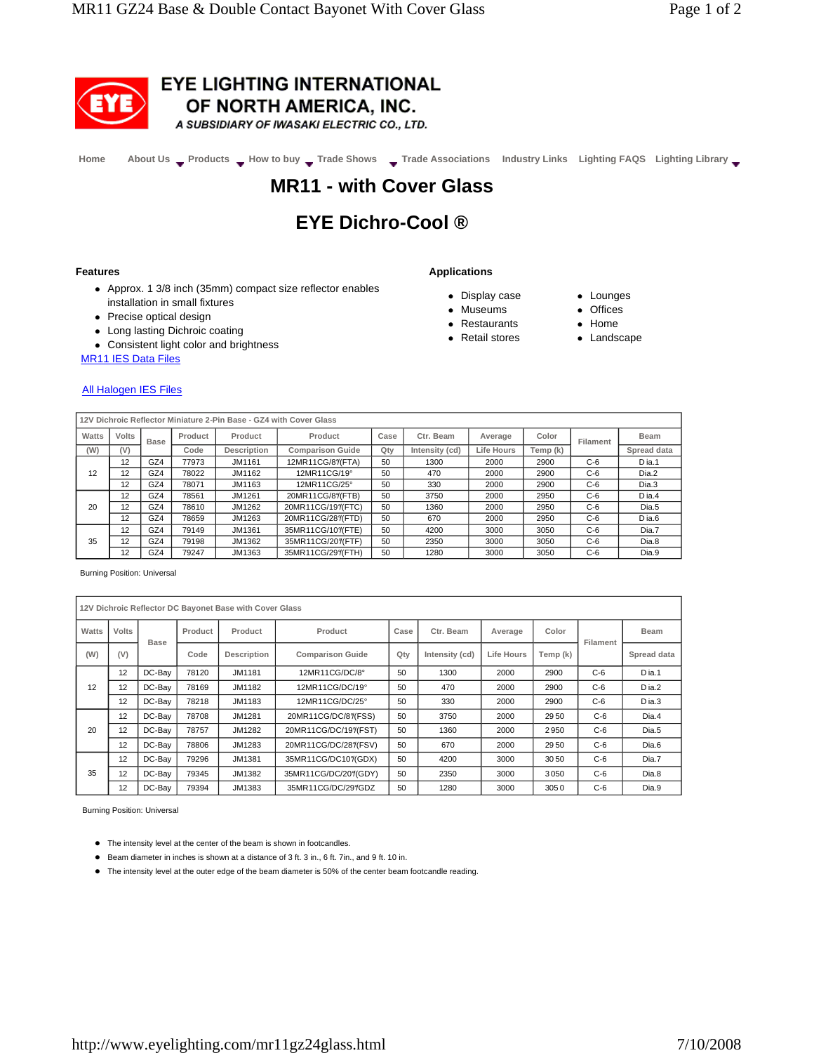# EYE LIGHTING INTERNATIONAL OF NORTH AMERICA, INC.

*A SUBSIDIARY OF IWASAKI ELECTRIC CO., LTD.*

Home About Us Products How to buy Trade Shows Trade Associations Industry Links Lighting FAQS Lighting Library

# MR11 - with Cover Glass

# EYE Dichro-Cool ®

### Features

- Approx. 1 3/8 inch (35mm) compact size reflector enables installation in small fixtures
- Precise optical design
- Long lasting Dichroic coating
- Consistent light color and brightness

MR11 IES Data Files

### Applications

- Display case
- Museums
- Restaurants
- Retail stores
- Lounges
- Offices
- Home
- Landscape

All Halogen IES Files

12V Dichroic Reflector Miniature 2-Pin Base - GZ4 with Cover Glass

| Watts (W) | Volts (V) | Base | Product Code | Product Description | Product Comparison Guide | Case Qty | Ctr. Beam Intensity (cd) | Average Life Hours | Color Temp (k) | Filament | Beam Spread data |
|---|---|---|---|---|---|---|---|---|---|---|---|
| 12 | 12 | GZ4 | 77973 | JM1161 | 12MR11CG/8°(FTA) | 50 | 1300 | 2000 | 2900 | C-6 | Dia.1 |
| | 12 | GZ4 | 78022 | JM1162 | 12MR11CG/19° | 50 | 470 | 2000 | 2900 | C-6 | Dia.2 |
| | 12 | GZ4 | 78071 | JM1163 | 12MR11CG/25° | 50 | 330 | 2000 | 2900 | C-6 | Dia.3 |
| 20 | 12 | GZ4 | 78561 | JM1261 | 20MR11CG/8°(FTB) | 50 | 3750 | 2000 | 2950 | C-6 | Dia.4 |
| | 12 | GZ4 | 78610 | JM1262 | 20MR11CG/19°(FTC) | 50 | 1360 | 2000 | 2950 | C-6 | Dia.5 |
| | 12 | GZ4 | 78659 | JM1263 | 20MR11CG/28°(FTD) | 50 | 670 | 2000 | 2950 | C-6 | Dia.6 |
| 35 | 12 | GZ4 | 79149 | JM1361 | 35MR11CG/10°(FTE) | 50 | 4200 | 3000 | 3050 | C-6 | Dia.7 |
| | 12 | GZ4 | 79198 | JM1362 | 35MR11CG/20°(FTF) | 50 | 2350 | 3000 | 3050 | C-6 | Dia.8 |
| | 12 | GZ4 | 79247 | JM1363 | 35MR11CG/29°(FTH) | 50 | 1280 | 3000 | 3050 | C-6 | Dia.9 |

Burning Position: Universal

12V Dichroic Reflector DC Bayonet Base with Cover Glass

| Watts (W) | Volts (V) | Base | Product Code | Product Description | Product Comparison Guide | Case Qty | Ctr. Beam Intensity (cd) | Average Life Hours | Color Temp (k) | Filament | Beam Spread data |
|---|---|---|---|---|---|---|---|---|---|---|---|
| 12 | 12 | DC-Bay | 78120 | JM1181 | 12MR11CG/DC/8° | 50 | 1300 | 2000 | 2900 | C-6 | Dia.1 |
| | 12 | DC-Bay | 78169 | JM1182 | 12MR11CG/DC/19° | 50 | 470 | 2000 | 2900 | C-6 | Dia.2 |
| | 12 | DC-Bay | 78218 | JM1183 | 12MR11CG/DC/25° | 50 | 330 | 2000 | 2900 | C-6 | Dia.3 |
| 20 | 12 | DC-Bay | 78708 | JM1281 | 20MR11CG/DC/8°(FSS) | 50 | 3750 | 2000 | 2950 | C-6 | Dia.4 |
| | 12 | DC-Bay | 78757 | JM1282 | 20MR11CG/DC/19°(FST) | 50 | 1360 | 2000 | 2950 | C-6 | Dia.5 |
| | 12 | DC-Bay | 78806 | JM1283 | 20MR11CG/DC/28°(FSV) | 50 | 670 | 2000 | 2950 | C-6 | Dia.6 |
| 35 | 12 | DC-Bay | 79296 | JM1381 | 35MR11CG/DC10°(GDX) | 50 | 4200 | 3000 | 3050 | C-6 | Dia.7 |
| | 12 | DC-Bay | 79345 | JM1382 | 35MR11CG/DC/20°(GDY) | 50 | 2350 | 3000 | 3050 | C-6 | Dia.8 |
| | 12 | DC-Bay | 79394 | JM1383 | 35MR11CG/DC/29°GDZ | 50 | 1280 | 3000 | 3050 | C-6 | Dia.9 |

Burning Position: Universal

- The intensity level at the center of the beam is shown in footcandles.
- Beam diameter in inches is shown at a distance of 3 ft. 3 in., 6 ft. 7in., and 9 ft. 10 in.
- The intensity level at the outer edge of the beam diameter is 50% of the center beam footcandle reading.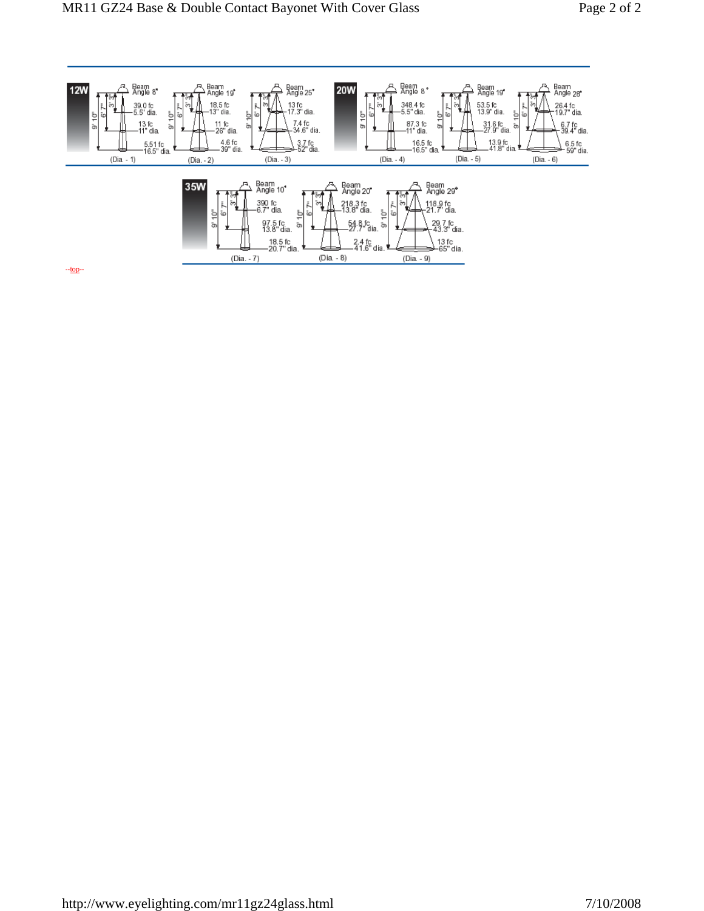12W

Beam Angle 8°
3'
6' 7"
9' 10"
39.0 fc
5.5" dia.
13 fc
11" dia.
5.51 fc
16.5" dia.
(Dia. - 1)

Beam Angle 19°
3'
6' 7"
9' 10"
18.5 fc
13" dia.
11 fc
26" dia.
4.6 fc
39" dia.
(Dia. - 2)

Beam Angle 25°
3'
7'
9' 10"
13 fc
17.3" dia.
7.4 fc
34.6" dia.
3.7 fc
52" dia.
(Dia. - 3)

20W

Beam Angle 8°
3'
6' 7"
9' 10"
348.4 fc
5.5" dia.
87.3 fc
11" dia.
16.5 fc
16.5" dia.
(Dia. - 4)

Beam Angle 19°
3'
6' 7"
9' 10"
53.5 fc
13.9" dia.
31.6 fc
27.9" dia.
13.9 fc
41.8" dia.
(Dia. - 5)

Beam Angle 28°
3'
6' 7"
9' 10"
26.4 fc
19.7" dia.
6.7 fc
39.4" dia.
6.5 fc
59" dia.
(Dia. - 6)

35W

Beam Angle 10°
3'
6' 7"
9' 10"
390 fc
6.7" dia.
97.5 fc
13.8" dia.
18.5 fc
20.7" dia.
(Dia. - 7)

Beam Angle 20°
3'
6' 7"
9' 10"
218.3 fc
13.8" dia.
54.8 fc
27.7" dia.
2.4 fc
41.6" dia.
(Dia. - 8)

Beam Angle 29°
3'
6' 7"
9' 10"
118.9 fc
21.7" dia.
29.7 fc
43.3" dia.
13 fc
65" dia.
(Dia. - 9)

--top--